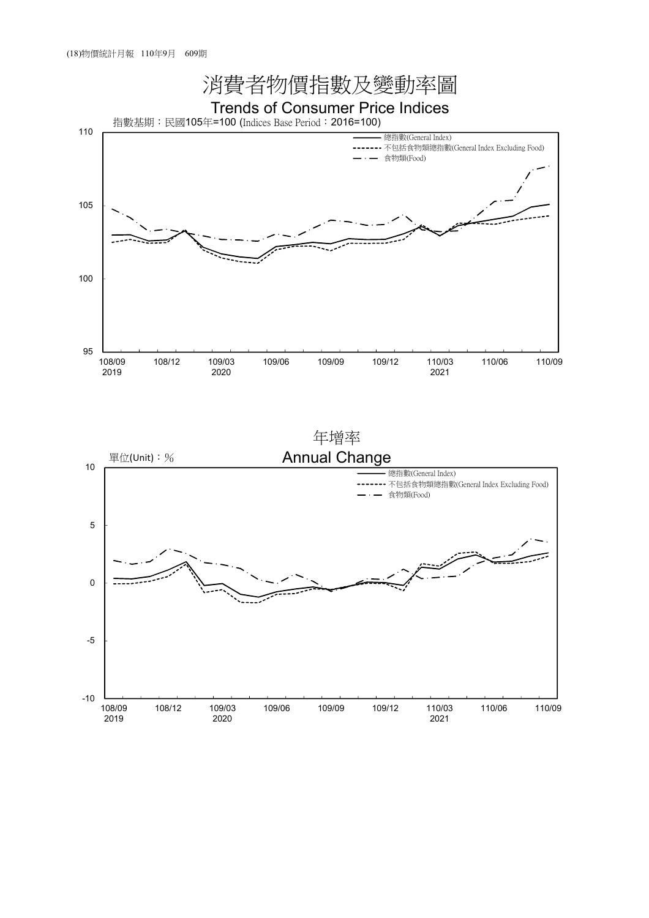# 消費者物價指數及變動率圖

## Trends of Consumer Price Indices

指數基期：民國105年=100 (Indices Base Period：2016=100)

110

105

100

95

總指數(General Index)
不包括食物類總指數(General Index Excluding Food)
食物類(Food)

108/09 2019 | 108/12 | 109/03 2020 | 109/06 | 109/09 | 109/12 | 110/03 2021 | 110/06 | 110/09

## 年增率

## Annual Change

單位(Unit)：%

10

5

0

-5

-10

總指數(General Index)
不包括食物類總指數(General Index Excluding Food)
食物類(Food)

108/09 2019 | 108/12 | 109/03 2020 | 109/06 | 109/09 | 109/12 | 110/03 2021 | 110/06 | 110/09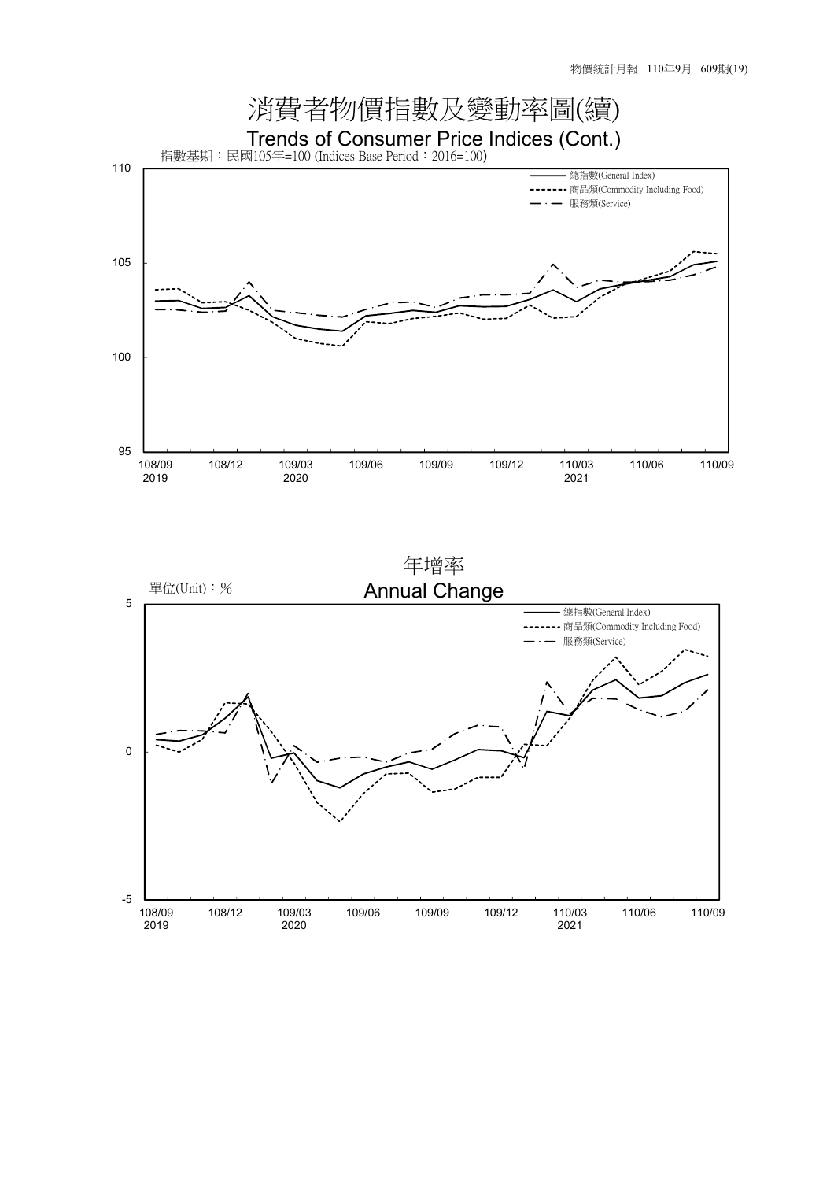# 消費者物價指數及變動率圖(續)

## Trends of Consumer Price Indices (Cont.)

指數基期：民國105年=100 (Indices Base Period：2016=100)

- 總指數(General Index)
- 商品類(Commodity Including Food)
- 服務類(Service)

## 年增率

## Annual Change

單位(Unit)：%

- 總指數(General Index)
- 商品類(Commodity Including Food)
- 服務類(Service)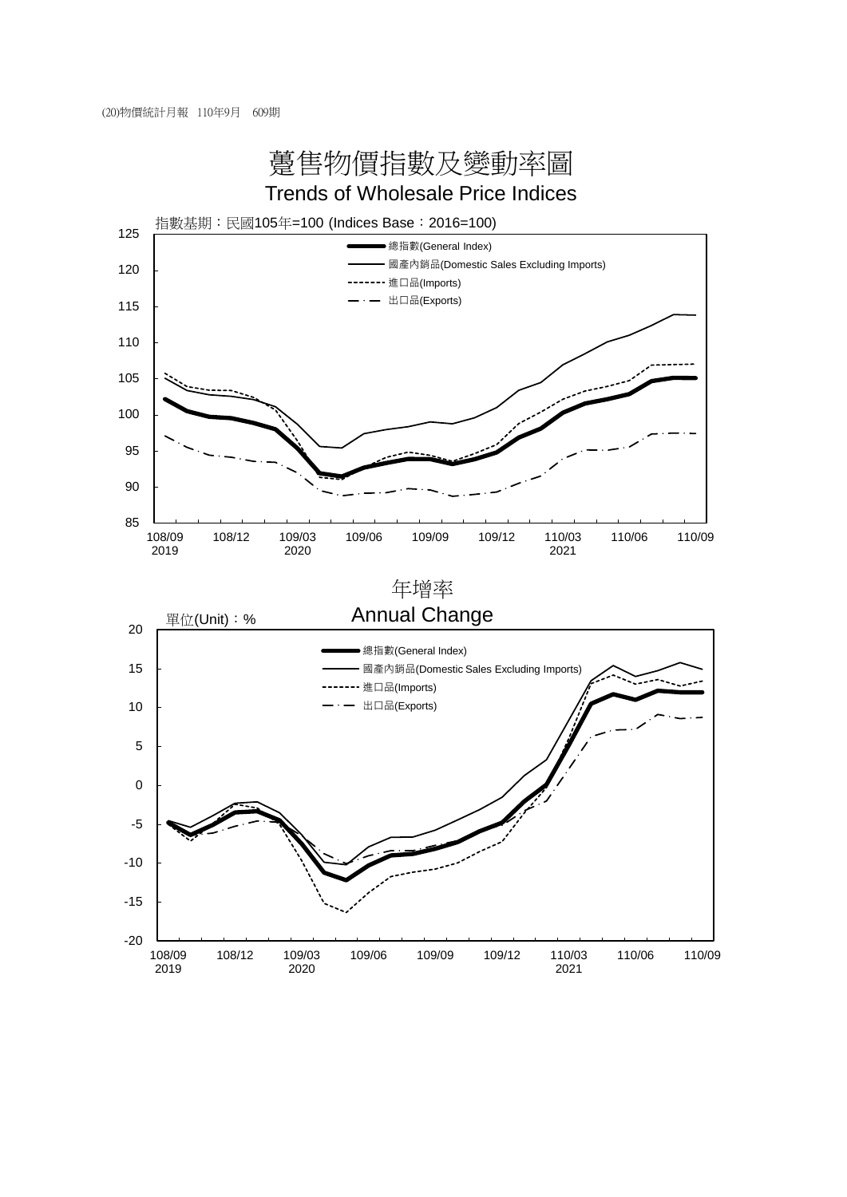# 躉售物價指數及變動率圖

## Trends of Wholesale Price Indices

指數基期：民國105年=100 (Indices Base：2016=100)

總指數(General Index)
國產內銷品(Domestic Sales Excluding Imports)
進口品(Imports)
出口品(Exports)

125
120
115
110
105
100
95
90
85

108/09 2019
108/12
109/03 2020
109/06
109/09
109/12
110/03 2021
110/06
110/09

## 年增率

## Annual Change

單位(Unit)：%

總指數(General Index)
國產內銷品(Domestic Sales Excluding Imports)
進口品(Imports)
出口品(Exports)

20
15
10
5
0
-5
-10
-15
-20

108/09 2019
108/12
109/03 2020
109/06
109/09
109/12
110/03 2021
110/06
110/09